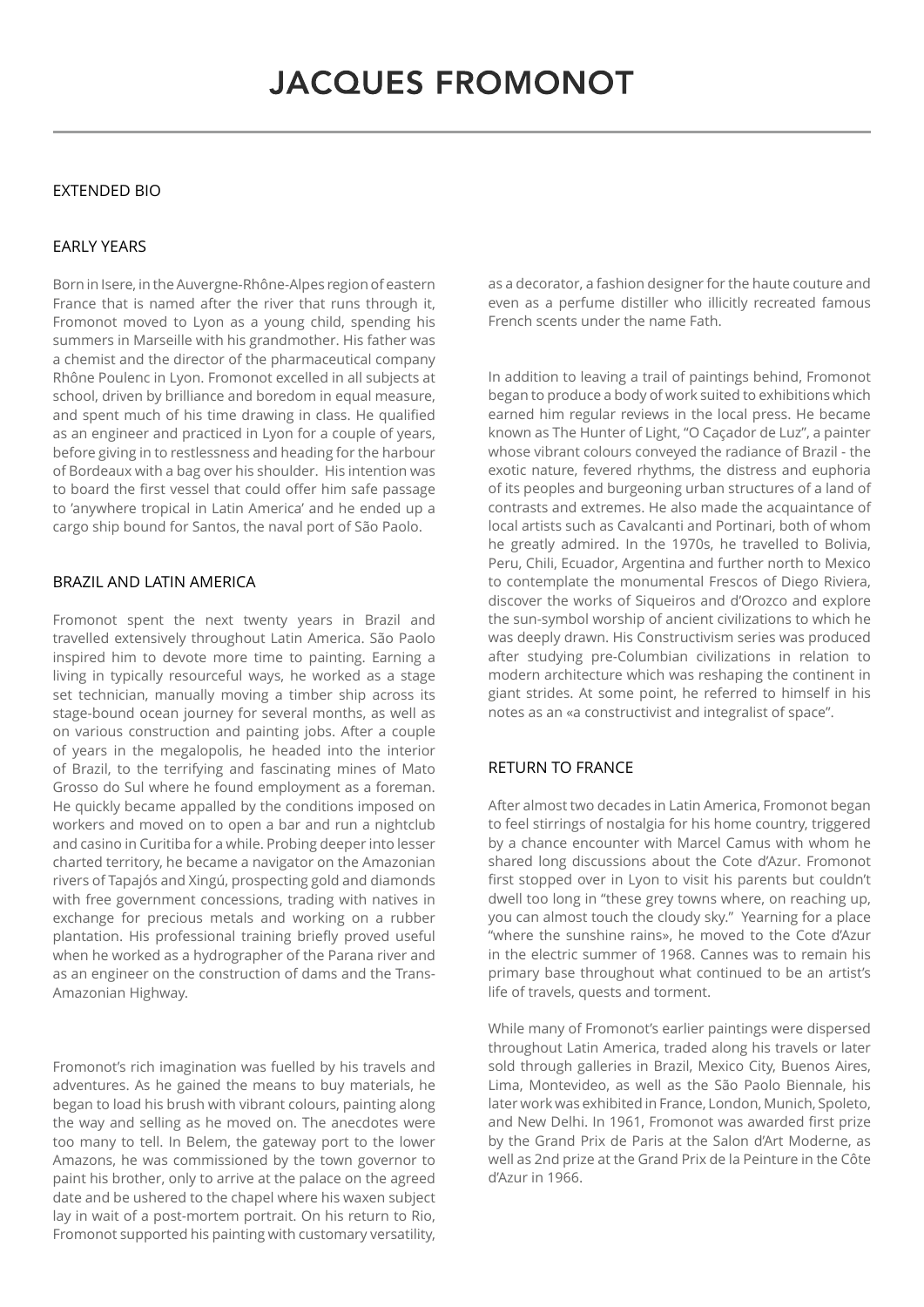# JACQUES FROMONOT

EXTENDED BIO

## EARLY YEARS

Born in Isere, in the Auvergne-Rhône-Alpes region of eastern France that is named after the river that runs through it, Fromonot moved to Lyon as a young child, spending his summers in Marseille with his grandmother. His father was a chemist and the director of the pharmaceutical company Rhône Poulenc in Lyon. Fromonot excelled in all subjects at school, driven by brilliance and boredom in equal measure, and spent much of his time drawing in class. He qualified as an engineer and practiced in Lyon for a couple of years, before giving in to restlessness and heading for the harbour of Bordeaux with a bag over his shoulder. His intention was to board the first vessel that could offer him safe passage to 'anywhere tropical in Latin America' and he ended up a cargo ship bound for Santos, the naval port of São Paolo.

## BRAZIL AND LATIN AMERICA

Fromonot spent the next twenty years in Brazil and travelled extensively throughout Latin America. São Paolo inspired him to devote more time to painting. Earning a living in typically resourceful ways, he worked as a stage set technician, manually moving a timber ship across its stage-bound ocean journey for several months, as well as on various construction and painting jobs. After a couple of years in the megalopolis, he headed into the interior of Brazil, to the terrifying and fascinating mines of Mato Grosso do Sul where he found employment as a foreman. He quickly became appalled by the conditions imposed on workers and moved on to open a bar and run a nightclub and casino in Curitiba for a while. Probing deeper into lesser charted territory, he became a navigator on the Amazonian rivers of Tapajós and Xingú, prospecting gold and diamonds with free government concessions, trading with natives in exchange for precious metals and working on a rubber plantation. His professional training briefly proved useful when he worked as a hydrographer of the Parana river and as an engineer on the construction of dams and the Trans-Amazonian Highway.

Fromonot's rich imagination was fuelled by his travels and adventures. As he gained the means to buy materials, he began to load his brush with vibrant colours, painting along the way and selling as he moved on. The anecdotes were too many to tell. In Belem, the gateway port to the lower Amazons, he was commissioned by the town governor to paint his brother, only to arrive at the palace on the agreed date and be ushered to the chapel where his waxen subject lay in wait of a post-mortem portrait. On his return to Rio, Fromonot supported his painting with customary versatility, as a decorator, a fashion designer for the haute couture and even as a perfume distiller who illicitly recreated famous French scents under the name Fath.

In addition to leaving a trail of paintings behind, Fromonot began to produce a body of work suited to exhibitions which earned him regular reviews in the local press. He became known as The Hunter of Light, "O Caçador de Luz", a painter whose vibrant colours conveyed the radiance of Brazil - the exotic nature, fevered rhythms, the distress and euphoria of its peoples and burgeoning urban structures of a land of contrasts and extremes. He also made the acquaintance of local artists such as Cavalcanti and Portinari, both of whom he greatly admired. In the 1970s, he travelled to Bolivia, Peru, Chili, Ecuador, Argentina and further north to Mexico to contemplate the monumental Frescos of Diego Riviera, discover the works of Siqueiros and d'Orozco and explore the sun-symbol worship of ancient civilizations to which he was deeply drawn. His Constructivism series was produced after studying pre-Columbian civilizations in relation to modern architecture which was reshaping the continent in giant strides. At some point, he referred to himself in his notes as an «a constructivist and integralist of space".

## RETURN TO FRANCE

After almost two decades in Latin America, Fromonot began to feel stirrings of nostalgia for his home country, triggered by a chance encounter with Marcel Camus with whom he shared long discussions about the Cote d'Azur. Fromonot first stopped over in Lyon to visit his parents but couldn't dwell too long in "these grey towns where, on reaching up, you can almost touch the cloudy sky." Yearning for a place "where the sunshine rains», he moved to the Cote d'Azur in the electric summer of 1968. Cannes was to remain his primary base throughout what continued to be an artist's life of travels, quests and torment.

While many of Fromonot's earlier paintings were dispersed throughout Latin America, traded along his travels or later sold through galleries in Brazil, Mexico City, Buenos Aires, Lima, Montevideo, as well as the São Paolo Biennale, his later work was exhibited in France, London, Munich, Spoleto, and New Delhi. In 1961, Fromonot was awarded first prize by the Grand Prix de Paris at the Salon d'Art Moderne, as well as 2nd prize at the Grand Prix de la Peinture in the Côte d'Azur in 1966.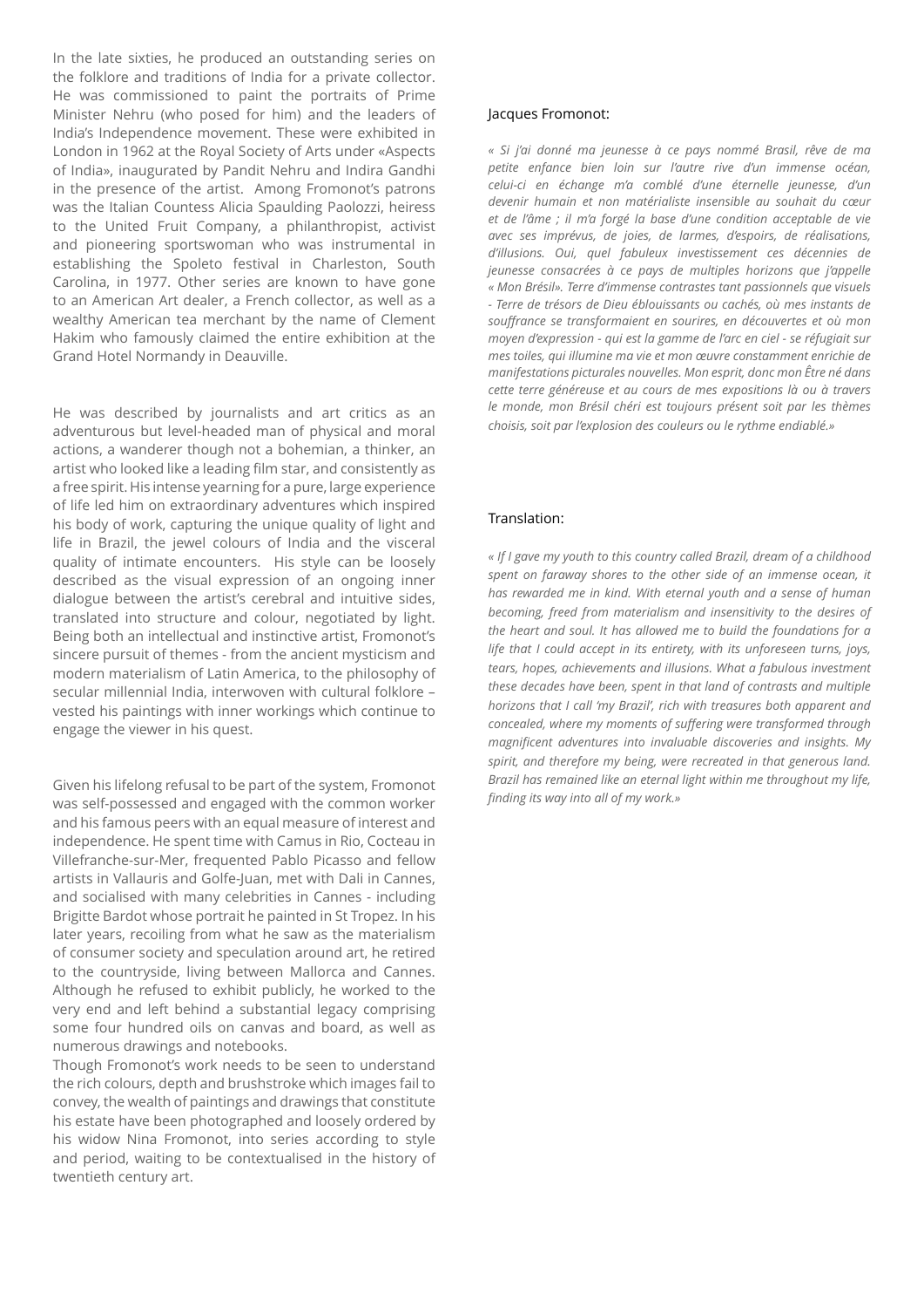In the late sixties, he produced an outstanding series on the folklore and traditions of India for a private collector. He was commissioned to paint the portraits of Prime Minister Nehru (who posed for him) and the leaders of India's Independence movement. These were exhibited in London in 1962 at the Royal Society of Arts under «Aspects of India», inaugurated by Pandit Nehru and Indira Gandhi in the presence of the artist. Among Fromonot's patrons was the Italian Countess Alicia Spaulding Paolozzi, heiress to the United Fruit Company, a philanthropist, activist and pioneering sportswoman who was instrumental in establishing the Spoleto festival in Charleston, South Carolina, in 1977. Other series are known to have gone to an American Art dealer, a French collector, as well as a wealthy American tea merchant by the name of Clement Hakim who famously claimed the entire exhibition at the Grand Hotel Normandy in Deauville.

He was described by journalists and art critics as an adventurous but level-headed man of physical and moral actions, a wanderer though not a bohemian, a thinker, an artist who looked like a leading film star, and consistently as a free spirit. His intense yearning for a pure, large experience of life led him on extraordinary adventures which inspired his body of work, capturing the unique quality of light and life in Brazil, the jewel colours of India and the visceral quality of intimate encounters. His style can be loosely described as the visual expression of an ongoing inner dialogue between the artist's cerebral and intuitive sides, translated into structure and colour, negotiated by light. Being both an intellectual and instinctive artist, Fromonot's sincere pursuit of themes - from the ancient mysticism and modern materialism of Latin America, to the philosophy of secular millennial India, interwoven with cultural folklore – vested his paintings with inner workings which continue to engage the viewer in his quest.

Given his lifelong refusal to be part of the system, Fromonot was self-possessed and engaged with the common worker and his famous peers with an equal measure of interest and independence. He spent time with Camus in Rio, Cocteau in Villefranche-sur-Mer, frequented Pablo Picasso and fellow artists in Vallauris and Golfe-Juan, met with Dali in Cannes, and socialised with many celebrities in Cannes - including Brigitte Bardot whose portrait he painted in St Tropez. In his later years, recoiling from what he saw as the materialism of consumer society and speculation around art, he retired to the countryside, living between Mallorca and Cannes. Although he refused to exhibit publicly, he worked to the very end and left behind a substantial legacy comprising some four hundred oils on canvas and board, as well as numerous drawings and notebooks.

Though Fromonot's work needs to be seen to understand the rich colours, depth and brushstroke which images fail to convey, the wealth of paintings and drawings that constitute his estate have been photographed and loosely ordered by his widow Nina Fromonot, into series according to style and period, waiting to be contextualised in the history of twentieth century art.

Jacques Fromonot:

*« Si j'ai donné ma jeunesse à ce pays nommé Brasil, rêve de ma petite enfance bien loin sur l'autre rive d'un immense océan, celui-ci en échange m'a comblé d'une éternelle jeunesse, d'un devenir humain et non matérialiste insensible au souhait du cœur et de l'âme ; il m'a forgé la base d'une condition acceptable de vie avec ses imprévus, de joies, de larmes, d'espoirs, de réalisations, d'illusions. Oui, quel fabuleux investissement ces décennies de jeunesse consacrées à ce pays de multiples horizons que j'appelle « Mon Brésil». Terre d'immense contrastes tant passionnels que visuels - Terre de trésors de Dieu éblouissants ou cachés, où mes instants de souffrance se transformaient en sourires, en découvertes et où mon moyen d'expression - qui est la gamme de l'arc en ciel - se réfugiait sur mes toiles, qui illumine ma vie et mon œuvre constamment enrichie de manifestations picturales nouvelles. Mon esprit, donc mon Être né dans cette terre généreuse et au cours de mes expositions là ou à travers le monde, mon Brésil chéri est toujours présent soit par les thèmes choisis, soit par l'explosion des couleurs ou le rythme endiablé.»*

Translation:

*« If I gave my youth to this country called Brazil, dream of a childhood spent on faraway shores to the other side of an immense ocean, it has rewarded me in kind. With eternal youth and a sense of human becoming, freed from materialism and insensitivity to the desires of the heart and soul. It has allowed me to build the foundations for a life that I could accept in its entirety, with its unforeseen turns, joys, tears, hopes, achievements and illusions. What a fabulous investment these decades have been, spent in that land of contrasts and multiple horizons that I call 'my Brazil', rich with treasures both apparent and concealed, where my moments of suffering were transformed through magnificent adventures into invaluable discoveries and insights. My spirit, and therefore my being, were recreated in that generous land. Brazil has remained like an eternal light within me throughout my life, finding its way into all of my work.»*